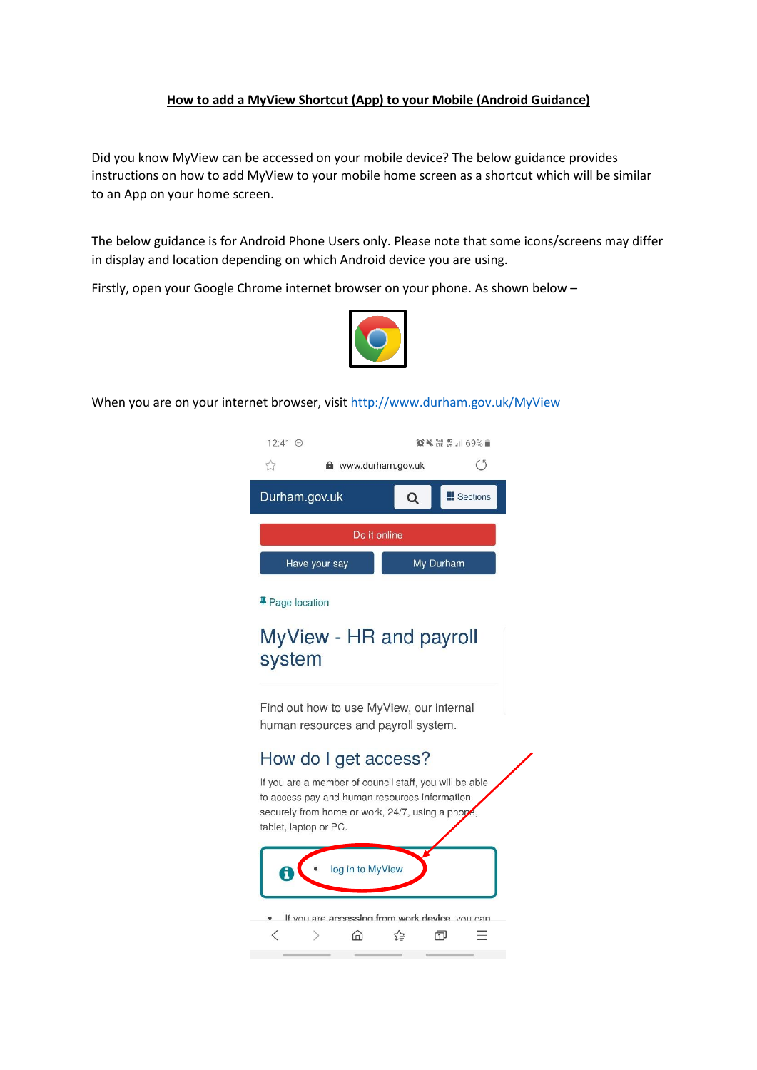**How to add a MyView Shortcut (App) to your Mobile (Android Guidance)**

Did you know MyView can be accessed on your mobile device? The below guidance provides instructions on how to add MyView to your mobile home screen as a shortcut which will be similar to an App on your home screen.

The below guidance is for Android Phone Users only. Please note that some icons/screens may differ in display and location depending on which Android device you are using.

Firstly, open your Google Chrome internet browser on your phone. As shown below –

When you are on your internet browser, visit [http://www.durham.gov.uk/MyView](http://www.durham.gov.uk/MyView)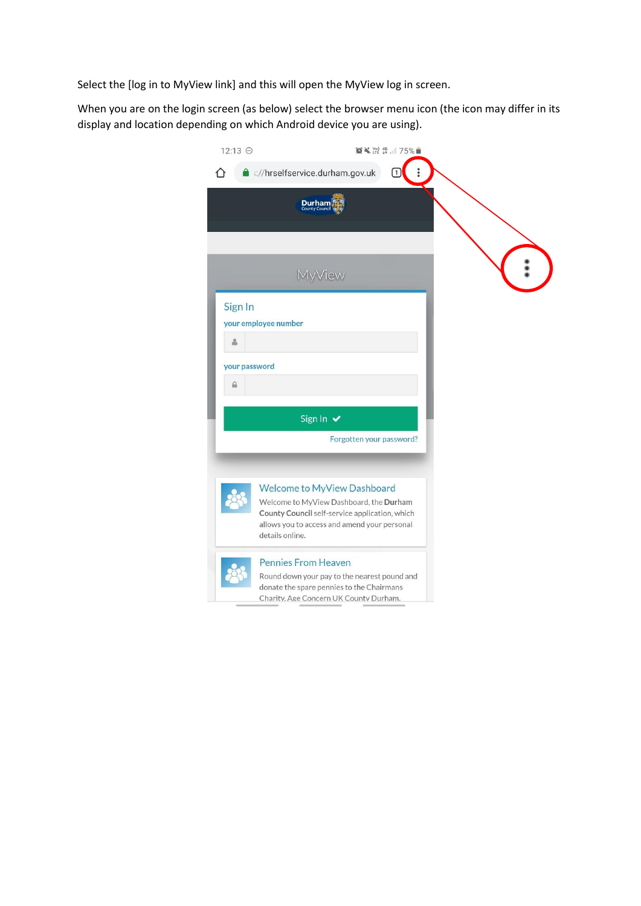Select the [log in to MyView link] and this will open the MyView log in screen.

When you are on the login screen (as below) select the browser menu icon (the icon may differ in its display and location depending on which Android device you are using).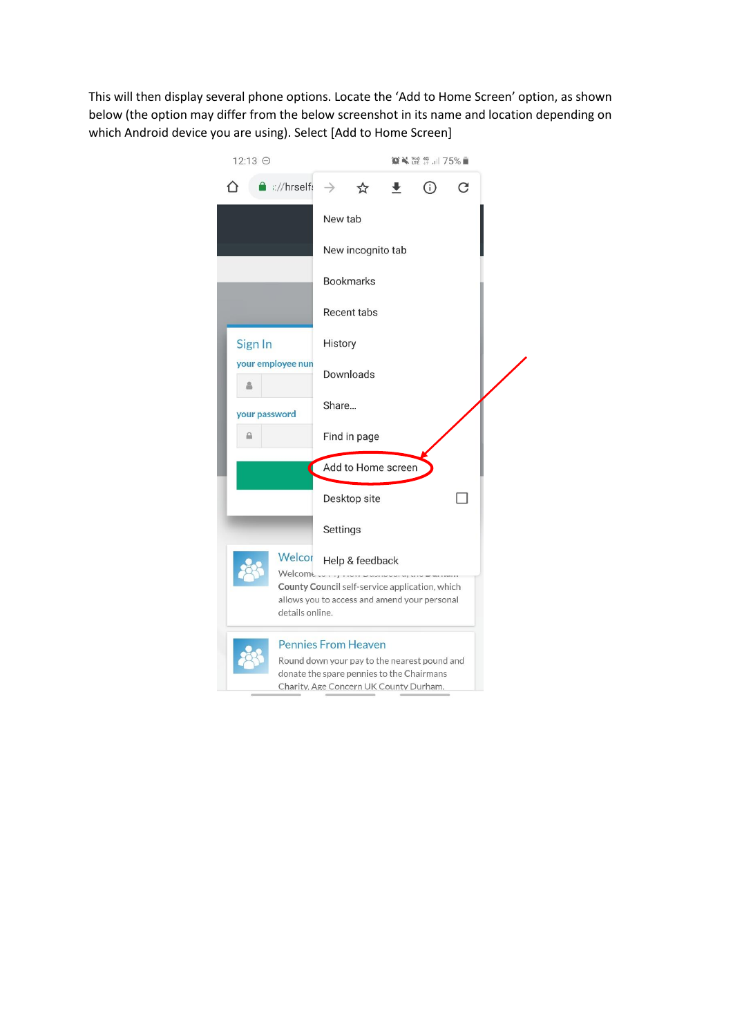This will then display several phone options. Locate the 'Add to Home Screen' option, as shown below (the option may differ from the below screenshot in its name and location depending on which Android device you are using). Select [Add to Home Screen]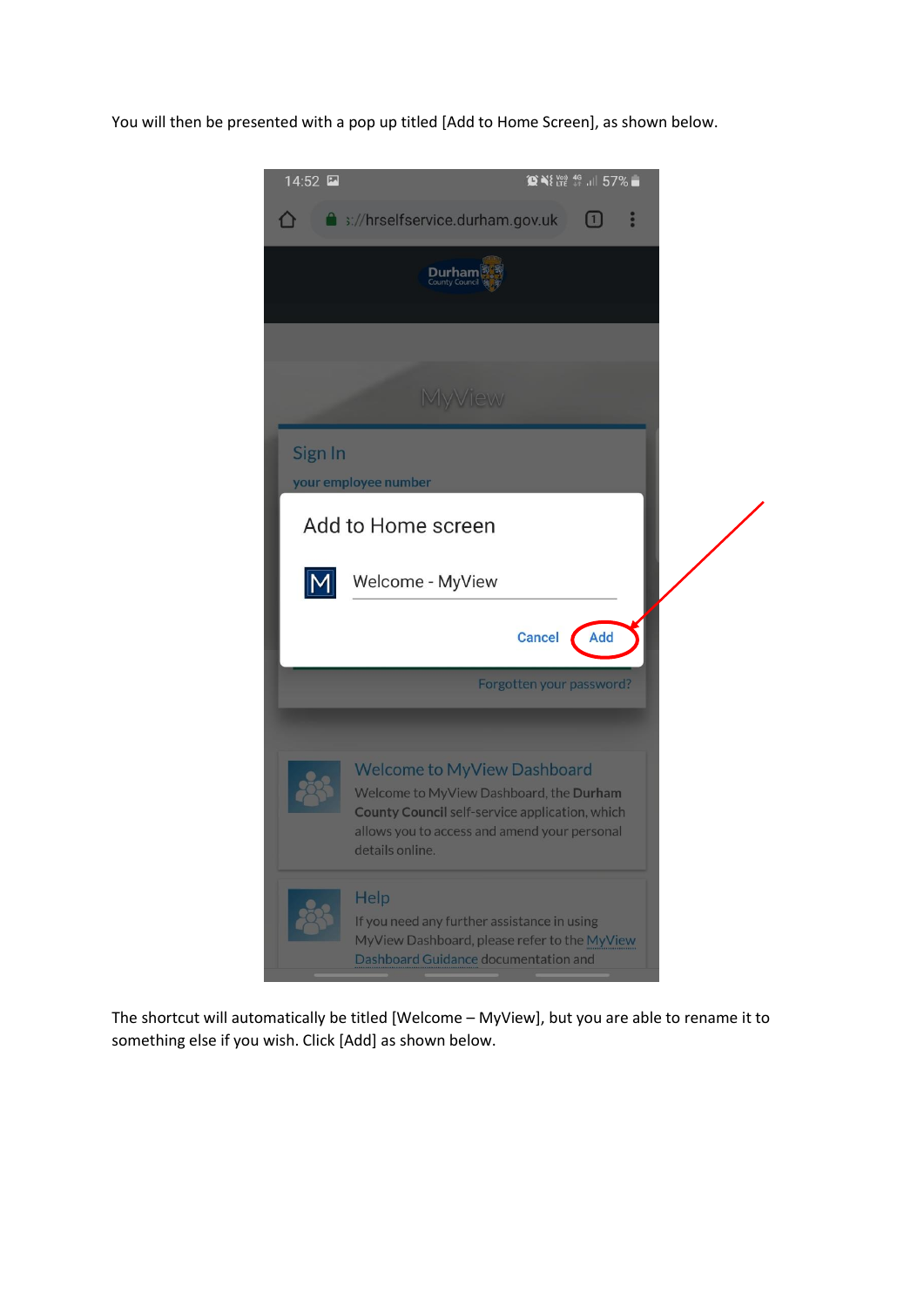You will then be presented with a pop up titled [Add to Home Screen], as shown below.

The shortcut will automatically be titled [Welcome – MyView], but you are able to rename it to something else if you wish. Click [Add] as shown below.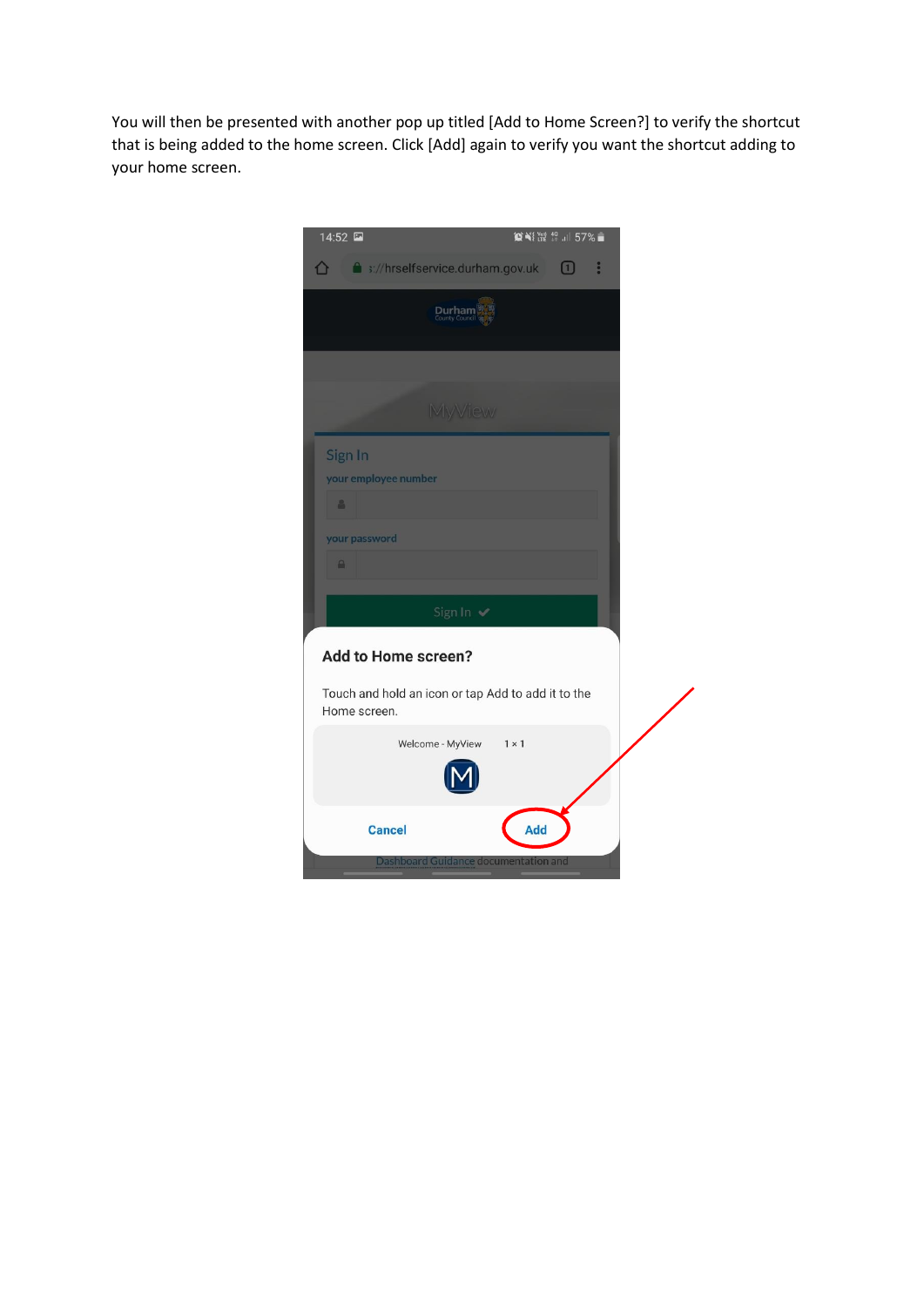You will then be presented with another pop up titled [Add to Home Screen?] to verify the shortcut that is being added to the home screen. Click [Add] again to verify you want the shortcut adding to your home screen.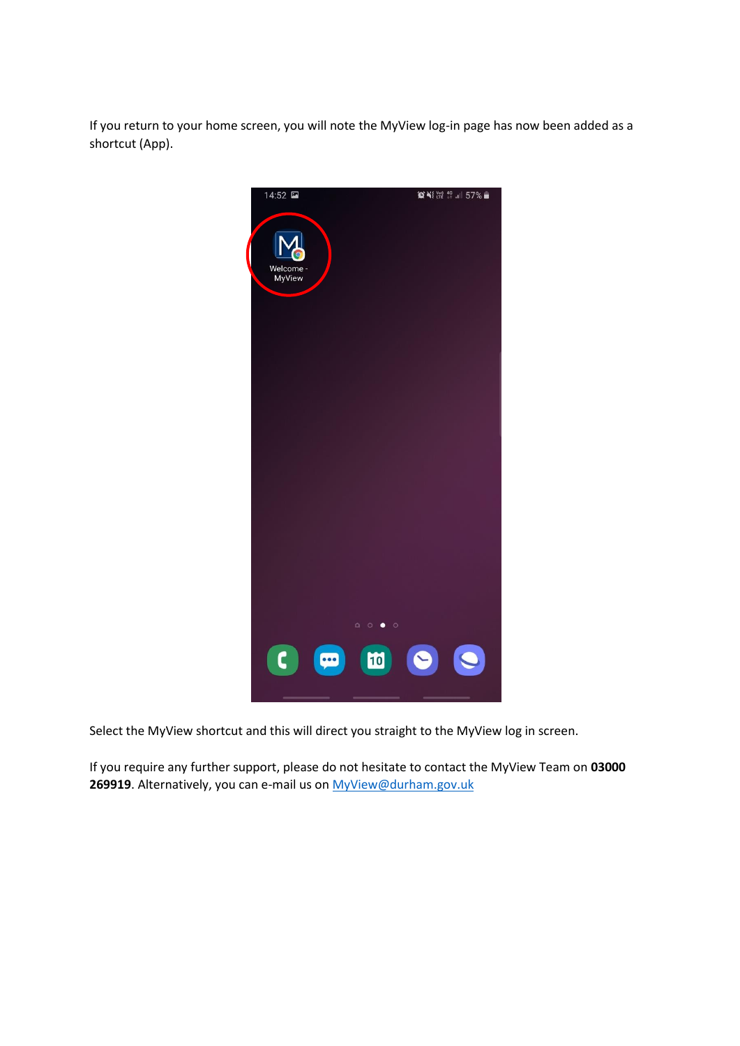If you return to your home screen, you will note the MyView log-in page has now been added as a shortcut (App).

Select the MyView shortcut and this will direct you straight to the MyView log in screen.

If you require any further support, please do not hesitate to contact the MyView Team on **03000 269919**. Alternatively, you can e-mail us on MyView@durham.gov.uk